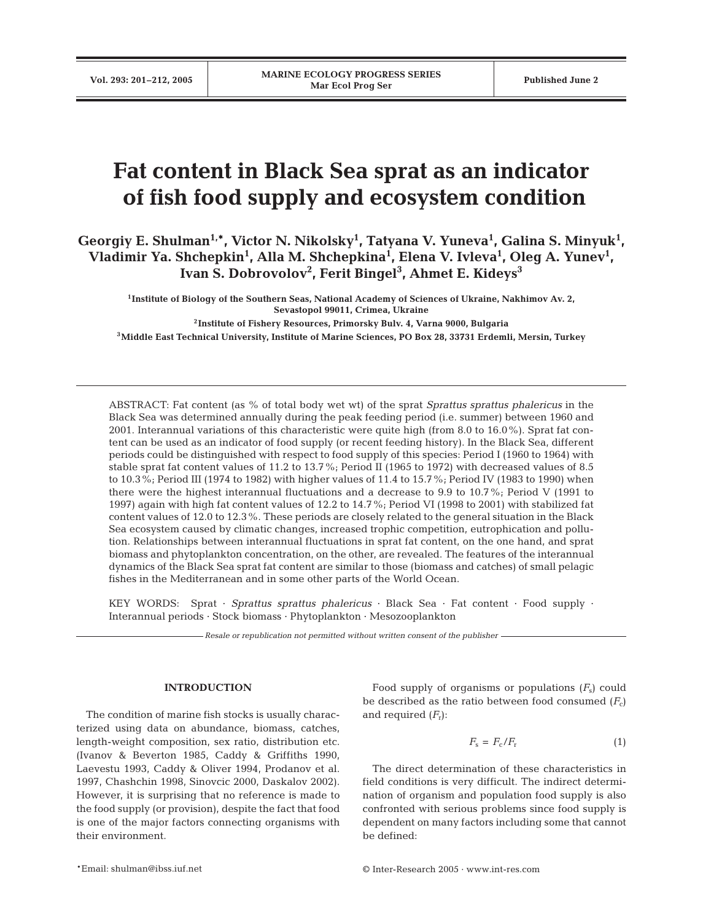# Fat content in Black Sea sprat as an indicator of fish food supply and ecosystem condition

**Georgiy E. Shulman[1,*], Victor N. Nikolsky[1], Tatyana V. Yuneva[1], Galina S. Minyuk[1], Vladimir Ya. Shchepkin[1], Alla M. Shchepkina[1], Elena V. Ivleva[1], Oleg A. Yunev[1], Ivan S. Dobrovolov[2], Ferit Bingel[3], Ahmet E. Kideys[3]**

[1]Institute of Biology of the Southern Seas, National Academy of Sciences of Ukraine, Nakhimov Av. 2, Sevastopol 99011, Crimea, Ukraine

[2]Institute of Fishery Resources, Primorsky Bulv. 4, Varna 9000, Bulgaria

[3]Middle East Technical University, Institute of Marine Sciences, PO Box 28, 33731 Erdemli, Mersin, Turkey

ABSTRACT: Fat content (as % of total body wet wt) of the sprat *Sprattus sprattus phalericus* in the Black Sea was determined annually during the peak feeding period (i.e. summer) between 1960 and 2001. Interannual variations of this characteristic were quite high (from 8.0 to 16.0%). Sprat fat content can be used as an indicator of food supply (or recent feeding history). In the Black Sea, different periods could be distinguished with respect to food supply of this species: Period I (1960 to 1964) with stable sprat fat content values of 11.2 to 13.7%; Period II (1965 to 1972) with decreased values of 8.5 to 10.3%; Period III (1974 to 1982) with higher values of 11.4 to 15.7%; Period IV (1983 to 1990) when there were the highest interannual fluctuations and a decrease to 9.9 to 10.7%; Period V (1991 to 1997) again with high fat content values of 12.2 to 14.7%; Period VI (1998 to 2001) with stabilized fat content values of 12.0 to 12.3%. These periods are closely related to the general situation in the Black Sea ecosystem caused by climatic changes, increased trophic competition, eutrophication and pollution. Relationships between interannual fluctuations in sprat fat content, on the one hand, and sprat biomass and phytoplankton concentration, on the other, are revealed. The features of the interannual dynamics of the Black Sea sprat fat content are similar to those (biomass and catches) of small pelagic fishes in the Mediterranean and in some other parts of the World Ocean.

KEY WORDS: Sprat · *Sprattus sprattus phalericus* · Black Sea · Fat content · Food supply · Interannual periods · Stock biomass · Phytoplankton · Mesozooplankton

*Resale or republication not permitted without written consent of the publisher*

## INTRODUCTION

The condition of marine fish stocks is usually characterized using data on abundance, biomass, catches, length-weight composition, sex ratio, distribution etc. (Ivanov & Beverton 1985, Caddy & Griffiths 1990, Laevestu 1993, Caddy & Oliver 1994, Prodanov et al. 1997, Chashchin 1998, Sinovcic 2000, Daskalov 2002). However, it is surprising that no reference is made to the food supply (or provision), despite the fact that food is one of the major factors connecting organisms with their environment.

Food supply of organisms or populations ($F_s$) could be described as the ratio between food consumed ($F_c$) and required ($F_r$):

$$F_s = F_c/F_r \qquad (1)$$

The direct determination of these characteristics in field conditions is very difficult. The indirect determination of organism and population food supply is also confronted with serious problems since food supply is dependent on many factors including some that cannot be defined:

*Email: shulman@ibss.iuf.net

© Inter-Research 2005 · www.int-res.com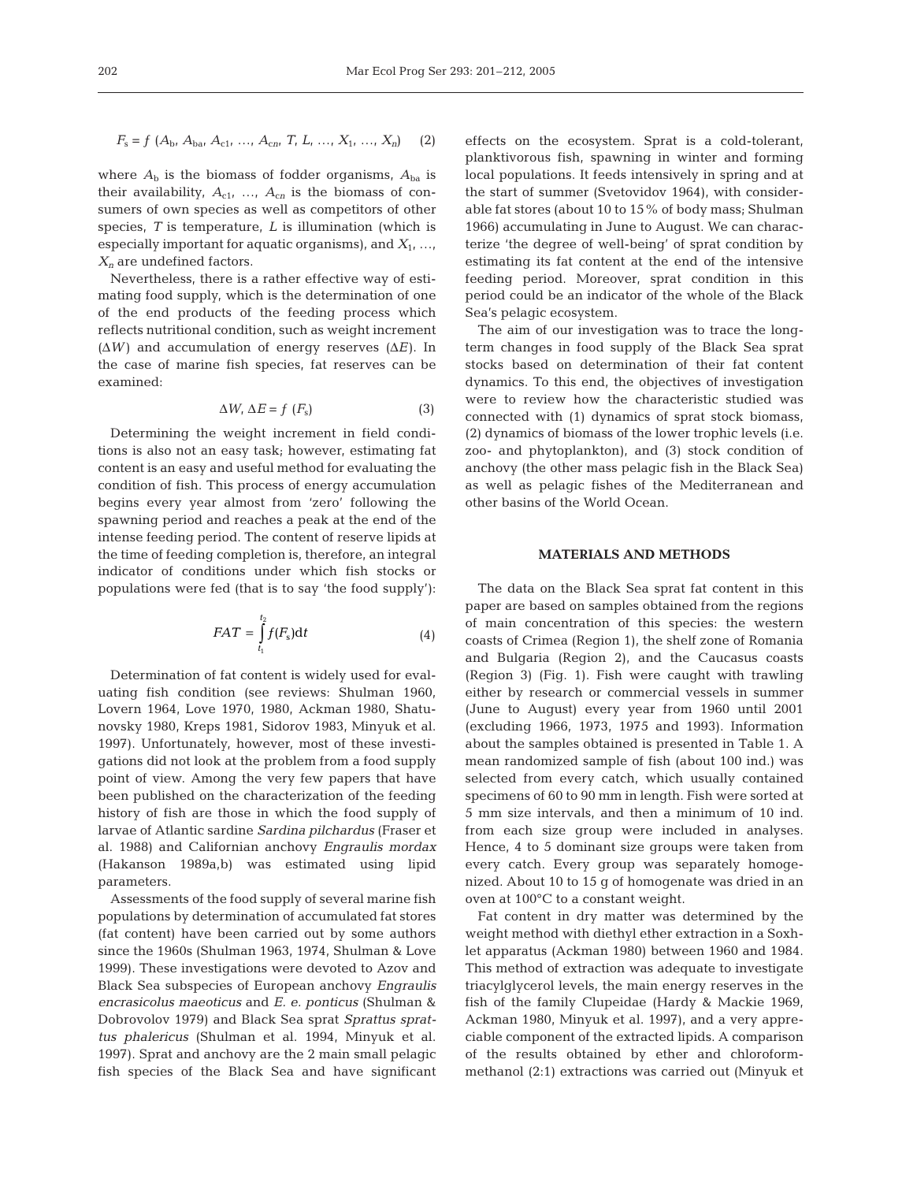$$F_s = f\ (A_b, A_{ba}, A_{c1}, \ldots, A_{cn}, T, L, \ldots, X_1, \ldots, X_n) \quad (2)$$

where $A_b$ is the biomass of fodder organisms, $A_{ba}$ is their availability, $A_{c1}, \ldots, A_{cn}$ is the biomass of consumers of own species as well as competitors of other species, $T$ is temperature, $L$ is illumination (which is especially important for aquatic organisms), and $X_1, \ldots, X_n$ are undefined factors.

Nevertheless, there is a rather effective way of estimating food supply, which is the determination of one of the end products of the feeding process which reflects nutritional condition, such as weight increment ($\Delta W$) and accumulation of energy reserves ($\Delta E$). In the case of marine fish species, fat reserves can be examined:

$$\Delta W, \Delta E = f\ (F_s) \quad (3)$$

Determining the weight increment in field conditions is also not an easy task; however, estimating fat content is an easy and useful method for evaluating the condition of fish. This process of energy accumulation begins every year almost from 'zero' following the spawning period and reaches a peak at the end of the intense feeding period. The content of reserve lipids at the time of feeding completion is, therefore, an integral indicator of conditions under which fish stocks or populations were fed (that is to say 'the food supply'):

$$FAT = \int_{t_1}^{t_2} f(F_s)\mathrm{d}t \quad (4)$$

Determination of fat content is widely used for evaluating fish condition (see reviews: Shulman 1960, Lovern 1964, Love 1970, 1980, Ackman 1980, Shatunovsky 1980, Kreps 1981, Sidorov 1983, Minyuk et al. 1997). Unfortunately, however, most of these investigations did not look at the problem from a food supply point of view. Among the very few papers that have been published on the characterization of the feeding history of fish are those in which the food supply of larvae of Atlantic sardine *Sardina pilchardus* (Fraser et al. 1988) and Californian anchovy *Engraulis mordax* (Hakanson 1989a,b) was estimated using lipid parameters.

Assessments of the food supply of several marine fish populations by determination of accumulated fat stores (fat content) have been carried out by some authors since the 1960s (Shulman 1963, 1974, Shulman & Love 1999). These investigations were devoted to Azov and Black Sea subspecies of European anchovy *Engraulis encrasicolus maeoticus* and *E. e. ponticus* (Shulman & Dobrovolov 1979) and Black Sea sprat *Sprattus sprattus phalericus* (Shulman et al. 1994, Minyuk et al. 1997). Sprat and anchovy are the 2 main small pelagic fish species of the Black Sea and have significant effects on the ecosystem. Sprat is a cold-tolerant, planktivorous fish, spawning in winter and forming local populations. It feeds intensively in spring and at the start of summer (Svetovidov 1964), with considerable fat stores (about 10 to 15% of body mass; Shulman 1966) accumulating in June to August. We can characterize 'the degree of well-being' of sprat condition by estimating its fat content at the end of the intensive feeding period. Moreover, sprat condition in this period could be an indicator of the whole of the Black Sea's pelagic ecosystem.

The aim of our investigation was to trace the long-term changes in food supply of the Black Sea sprat stocks based on determination of their fat content dynamics. To this end, the objectives of investigation were to review how the characteristic studied was connected with (1) dynamics of sprat stock biomass, (2) dynamics of biomass of the lower trophic levels (i.e. zoo- and phytoplankton), and (3) stock condition of anchovy (the other mass pelagic fish in the Black Sea) as well as pelagic fishes of the Mediterranean and other basins of the World Ocean.

## MATERIALS AND METHODS

The data on the Black Sea sprat fat content in this paper are based on samples obtained from the regions of main concentration of this species: the western coasts of Crimea (Region 1), the shelf zone of Romania and Bulgaria (Region 2), and the Caucasus coasts (Region 3) (Fig. 1). Fish were caught with trawling either by research or commercial vessels in summer (June to August) every year from 1960 until 2001 (excluding 1966, 1973, 1975 and 1993). Information about the samples obtained is presented in Table 1. A mean randomized sample of fish (about 100 ind.) was selected from every catch, which usually contained specimens of 60 to 90 mm in length. Fish were sorted at 5 mm size intervals, and then a minimum of 10 ind. from each size group were included in analyses. Hence, 4 to 5 dominant size groups were taken from every catch. Every group was separately homogenized. About 10 to 15 g of homogenate was dried in an oven at 100°C to a constant weight.

Fat content in dry matter was determined by the weight method with diethyl ether extraction in a Soxhlet apparatus (Ackman 1980) between 1960 and 1984. This method of extraction was adequate to investigate triacylglycerol levels, the main energy reserves in the fish of the family Clupeidae (Hardy & Mackie 1969, Ackman 1980, Minyuk et al. 1997), and a very appreciable component of the extracted lipids. A comparison of the results obtained by ether and chloroform-methanol (2:1) extractions was carried out (Minyuk et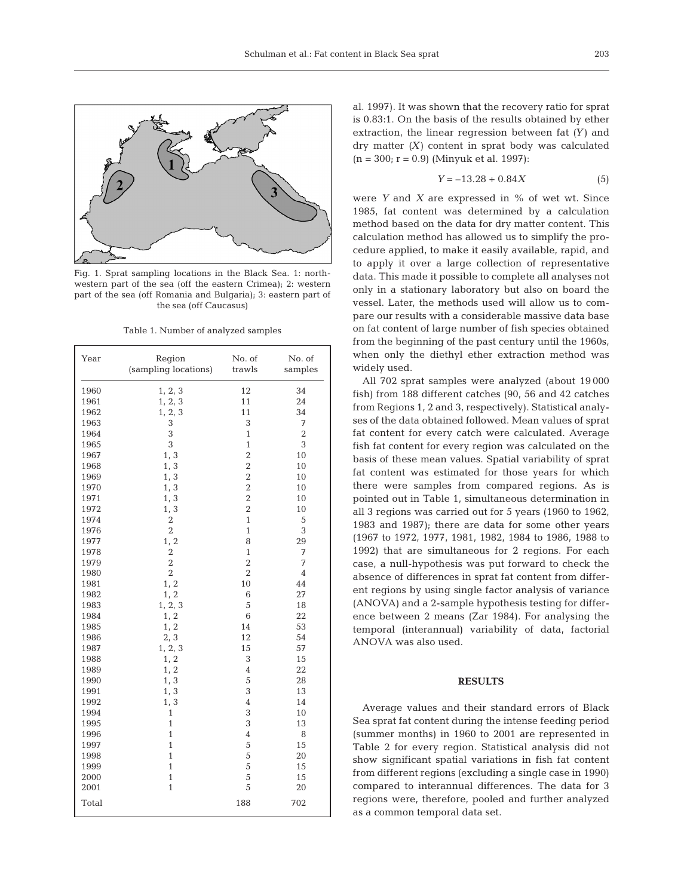Fig. 1. Sprat sampling locations in the Black Sea. 1: northwestern part of the sea (off the eastern Crimea); 2: western part of the sea (off Romania and Bulgaria); 3: eastern part of the sea (off Caucasus)

Table 1. Number of analyzed samples

| Year | Region (sampling locations) | No. of trawls | No. of samples |
|---|---|---|---|
| 1960 | 1, 2, 3 | 12 | 34 |
| 1961 | 1, 2, 3 | 11 | 24 |
| 1962 | 1, 2, 3 | 11 | 34 |
| 1963 | 3 | 3 | 7 |
| 1964 | 3 | 1 | 2 |
| 1965 | 3 | 1 | 3 |
| 1967 | 1, 3 | 2 | 10 |
| 1968 | 1, 3 | 2 | 10 |
| 1969 | 1, 3 | 2 | 10 |
| 1970 | 1, 3 | 2 | 10 |
| 1971 | 1, 3 | 2 | 10 |
| 1972 | 1, 3 | 2 | 10 |
| 1974 | 2 | 1 | 5 |
| 1976 | 2 | 1 | 3 |
| 1977 | 1, 2 | 8 | 29 |
| 1978 | 2 | 1 | 7 |
| 1979 | 2 | 2 | 7 |
| 1980 | 2 | 2 | 4 |
| 1981 | 1, 2 | 10 | 44 |
| 1982 | 1, 2 | 6 | 27 |
| 1983 | 1, 2, 3 | 5 | 18 |
| 1984 | 1, 2 | 6 | 22 |
| 1985 | 1, 2 | 14 | 53 |
| 1986 | 2, 3 | 12 | 54 |
| 1987 | 1, 2, 3 | 15 | 57 |
| 1988 | 1, 2 | 3 | 15 |
| 1989 | 1, 2 | 4 | 22 |
| 1990 | 1, 3 | 5 | 28 |
| 1991 | 1, 3 | 3 | 13 |
| 1992 | 1, 3 | 4 | 14 |
| 1994 | 1 | 3 | 10 |
| 1995 | 1 | 3 | 13 |
| 1996 | 1 | 4 | 8 |
| 1997 | 1 | 5 | 15 |
| 1998 | 1 | 5 | 20 |
| 1999 | 1 | 5 | 15 |
| 2000 | 1 | 5 | 15 |
| 2001 | 1 | 5 | 20 |
| Total | | 188 | 702 |

al. 1997). It was shown that the recovery ratio for sprat is 0.83:1. On the basis of the results obtained by ether extraction, the linear regression between fat ($Y$) and dry matter ($X$) content in sprat body was calculated ($n = 300$; $r = 0.9$) (Minyuk et al. 1997):

$$Y = -13.28 + 0.84X \quad (5)$$

were $Y$ and $X$ are expressed in % of wet wt. Since 1985, fat content was determined by a calculation method based on the data for dry matter content. This calculation method has allowed us to simplify the procedure applied, to make it easily available, rapid, and to apply it over a large collection of representative data. This made it possible to complete all analyses not only in a stationary laboratory but also on board the vessel. Later, the methods used will allow us to compare our results with a considerable massive data base on fat content of large number of fish species obtained from the beginning of the past century until the 1960s, when only the diethyl ether extraction method was widely used.

All 702 sprat samples were analyzed (about 19 000 fish) from 188 different catches (90, 56 and 42 catches from Regions 1, 2 and 3, respectively). Statistical analyses of the data obtained followed. Mean values of sprat fat content for every catch were calculated. Average fish fat content for every region was calculated on the basis of these mean values. Spatial variability of sprat fat content was estimated for those years for which there were samples from compared regions. As is pointed out in Table 1, simultaneous determination in all 3 regions was carried out for 5 years (1960 to 1962, 1983 and 1987); there are data for some other years (1967 to 1972, 1977, 1981, 1982, 1984 to 1986, 1988 to 1992) that are simultaneous for 2 regions. For each case, a null-hypothesis was put forward to check the absence of differences in sprat fat content from different regions by using single factor analysis of variance (ANOVA) and a 2-sample hypothesis testing for difference between 2 means (Zar 1984). For analysing the temporal (interannual) variability of data, factorial ANOVA was also used.

## RESULTS

Average values and their standard errors of Black Sea sprat fat content during the intense feeding period (summer months) in 1960 to 2001 are represented in Table 2 for every region. Statistical analysis did not show significant spatial variations in fish fat content from different regions (excluding a single case in 1990) compared to interannual differences. The data for 3 regions were, therefore, pooled and further analyzed as a common temporal data set.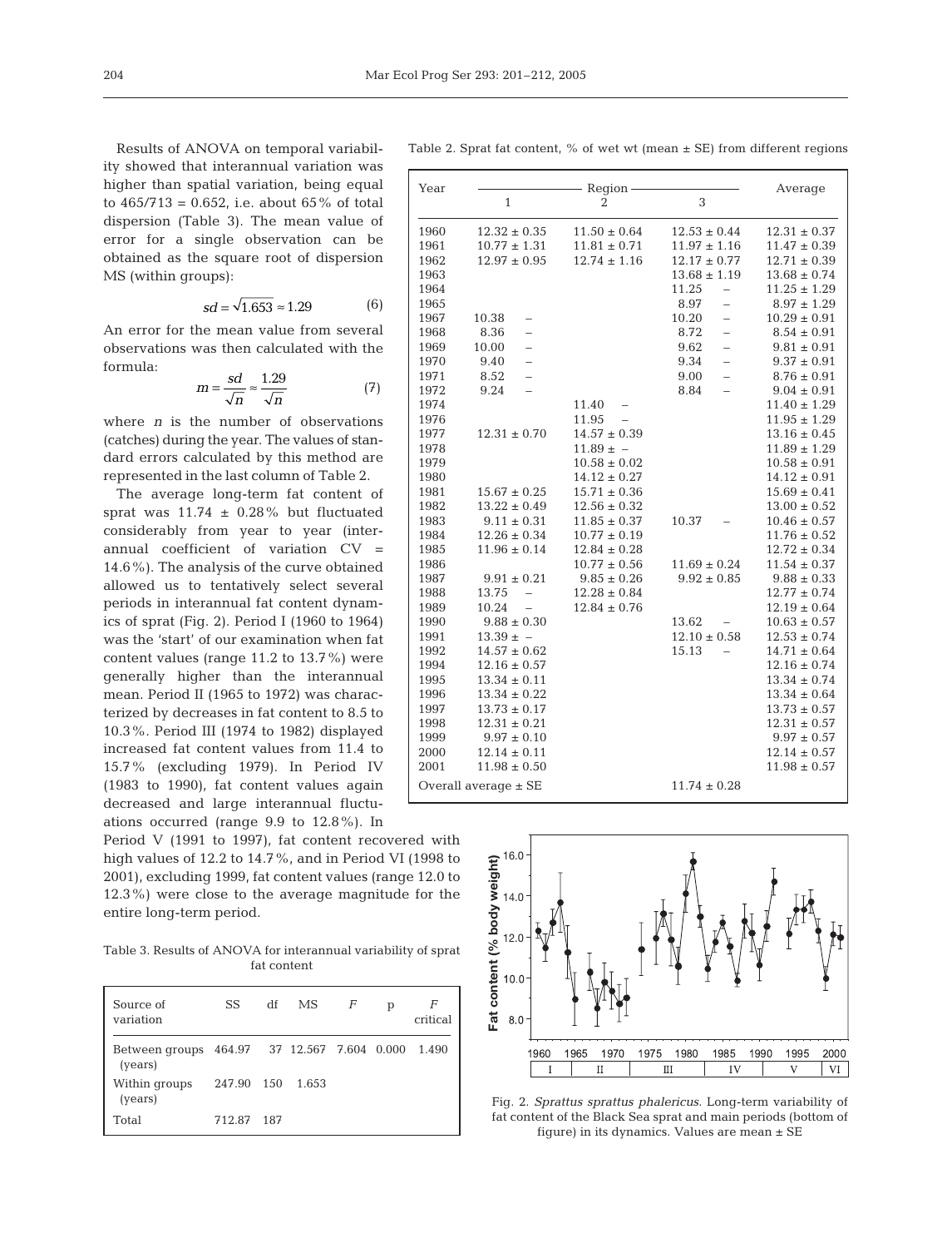Results of ANOVA on temporal variability showed that interannual variation was higher than spatial variation, being equal to 465/713 = 0.652, i.e. about 65% of total dispersion (Table 3). The mean value of error for a single observation can be obtained as the square root of dispersion MS (within groups):

$$sd = \sqrt{1.653} \approx 1.29 \quad (6)$$

An error for the mean value from several observations was then calculated with the formula:

$$m = \frac{sd}{\sqrt{n}} \approx \frac{1.29}{\sqrt{n}} \quad (7)$$

where $n$ is the number of observations (catches) during the year. The values of standard errors calculated by this method are represented in the last column of Table 2.

The average long-term fat content of sprat was 11.74 ± 0.28% but fluctuated considerably from year to year (interannual coefficient of variation CV = 14.6%). The analysis of the curve obtained allowed us to tentatively select several periods in interannual fat content dynamics of sprat (Fig. 2). Period I (1960 to 1964) was the 'start' of our examination when fat content values (range 11.2 to 13.7%) were generally higher than the interannual mean. Period II (1965 to 1972) was characterized by decreases in fat content to 8.5 to 10.3%. Period III (1974 to 1982) displayed increased fat content values from 11.4 to 15.7% (excluding 1979). In Period IV (1983 to 1990), fat content values again decreased and large interannual fluctuations occurred (range 9.9 to 12.8%). In Period V (1991 to 1997), fat content recovered with high values of 12.2 to 14.7%, and in Period VI (1998 to 2001), excluding 1999, fat content values (range 12.0 to 12.3%) were close to the average magnitude for the entire long-term period.

Table 2. Sprat fat content, % of wet wt (mean ± SE) from different regions

| Year | Region | | | Average |
|---|---|---|---|---|
| | 1 | 2 | 3 | |
| 1960 | 12.32 ± 0.35 | 11.50 ± 0.64 | 12.53 ± 0.44 | 12.31 ± 0.37 |
| 1961 | 10.77 ± 1.31 | 11.81 ± 0.71 | 11.97 ± 1.16 | 11.47 ± 0.39 |
| 1962 | 12.97 ± 0.95 | 12.74 ± 1.16 | 12.17 ± 0.77 | 12.71 ± 0.39 |
| 1963 | | | 13.68 ± 1.19 | 13.68 ± 0.74 |
| 1964 | | | 11.25 – | 11.25 ± 1.29 |
| 1965 | | | 8.97 – | 8.97 ± 1.29 |
| 1967 | 10.38 – | | 10.20 – | 10.29 ± 0.91 |
| 1968 | 8.36 – | | 8.72 – | 8.54 ± 0.91 |
| 1969 | 10.00 – | | 9.62 – | 9.81 ± 0.91 |
| 1970 | 9.40 – | | 9.34 – | 9.37 ± 0.91 |
| 1971 | 8.52 – | | 9.00 – | 8.76 ± 0.91 |
| 1972 | 9.24 – | | 8.84 – | 9.04 ± 0.91 |
| 1974 | | 11.40 – | | 11.40 ± 1.29 |
| 1976 | | 11.95 – | | 11.95 ± 1.29 |
| 1977 | 12.31 ± 0.70 | 14.57 ± 0.39 | | 13.16 ± 0.45 |
| 1978 | | 11.89 ± – | | 11.89 ± 1.29 |
| 1979 | | 10.58 ± 0.02 | | 10.58 ± 0.91 |
| 1980 | | 14.12 ± 0.27 | | 14.12 ± 0.91 |
| 1981 | 15.67 ± 0.25 | 15.71 ± 0.36 | | 15.69 ± 0.41 |
| 1982 | 13.22 ± 0.49 | 12.56 ± 0.32 | | 13.00 ± 0.52 |
| 1983 | 9.11 ± 0.31 | 11.85 ± 0.37 | 10.37 – | 10.46 ± 0.57 |
| 1984 | 12.26 ± 0.34 | 10.77 ± 0.19 | | 11.76 ± 0.52 |
| 1985 | 11.96 ± 0.14 | 12.84 ± 0.28 | | 12.72 ± 0.34 |
| 1986 | | 10.77 ± 0.56 | 11.69 ± 0.24 | 11.54 ± 0.37 |
| 1987 | 9.91 ± 0.21 | 9.85 ± 0.26 | 9.92 ± 0.85 | 9.88 ± 0.33 |
| 1988 | 13.75 – | 12.28 ± 0.84 | | 12.77 ± 0.74 |
| 1989 | 10.24 – | 12.84 ± 0.76 | | 12.19 ± 0.64 |
| 1990 | 9.88 ± 0.30 | | 13.62 – | 10.63 ± 0.57 |
| 1991 | 13.39 ± – | | 12.10 ± 0.58 | 12.53 ± 0.74 |
| 1992 | 14.57 ± 0.62 | | 15.13 – | 14.71 ± 0.64 |
| 1994 | 12.16 ± 0.57 | | | 12.16 ± 0.74 |
| 1995 | 13.34 ± 0.11 | | | 13.34 ± 0.74 |
| 1996 | 13.34 ± 0.22 | | | 13.34 ± 0.64 |
| 1997 | 13.73 ± 0.17 | | | 13.73 ± 0.57 |
| 1998 | 12.31 ± 0.21 | | | 12.31 ± 0.57 |
| 1999 | 9.97 ± 0.10 | | | 9.97 ± 0.57 |
| 2000 | 12.14 ± 0.11 | | | 12.14 ± 0.57 |
| 2001 | 11.98 ± 0.50 | | | 11.98 ± 0.57 |
| Overall average ± SE | | | 11.74 ± 0.28 | |

Table 3. Results of ANOVA for interannual variability of sprat fat content

| Source of variation | SS | df | MS | $F$ | p | $F$ critical |
|---|---|---|---|---|---|---|
| Between groups (years) | 464.97 | 37 | 12.567 | 7.604 | 0.000 | 1.490 |
| Within groups (years) | 247.90 | 150 | 1.653 | | | |
| Total | 712.87 | 187 | | | | |

Fig. 2. *Sprattus sprattus phalericus*. Long-term variability of fat content of the Black Sea sprat and main periods (bottom of figure) in its dynamics. Values are mean ± SE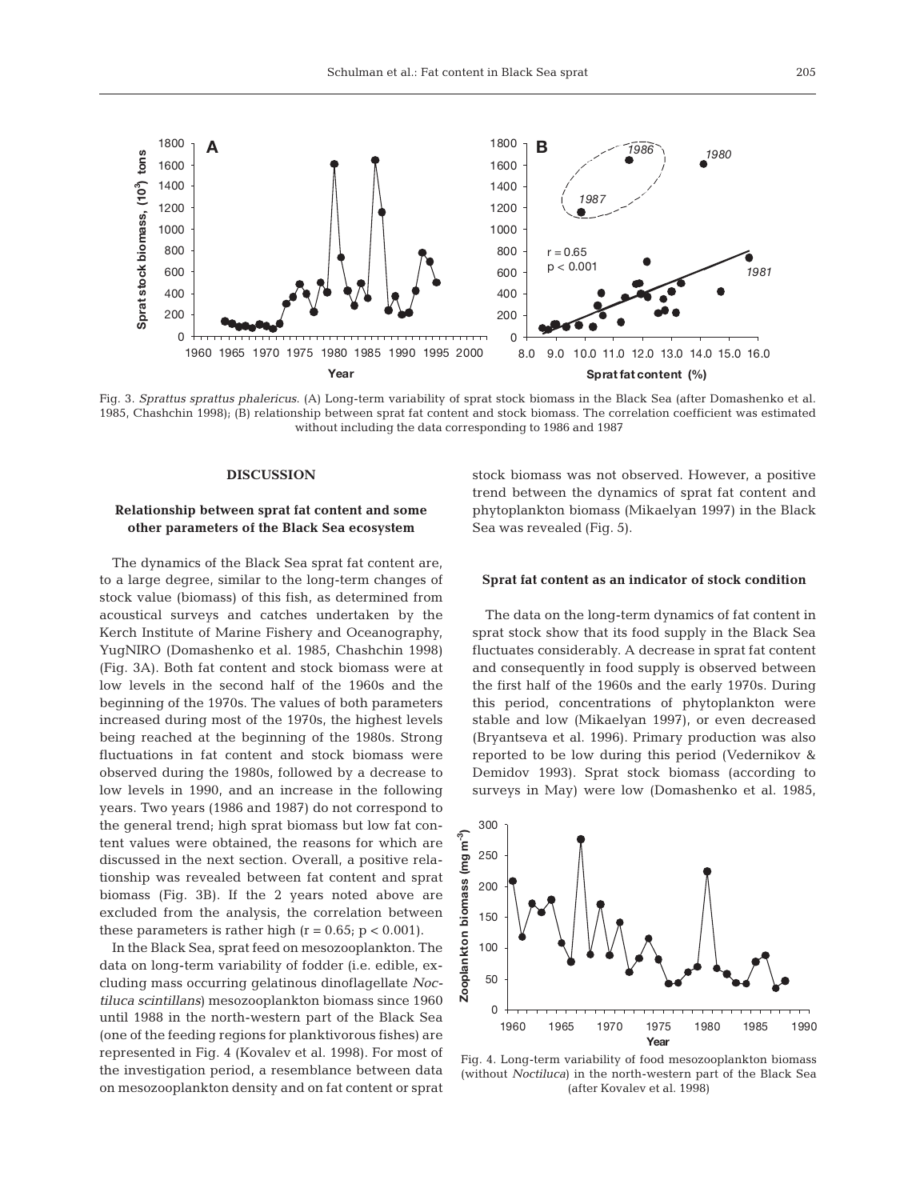Fig. 3. *Sprattus sprattus phalericus*. (A) Long-term variability of sprat stock biomass in the Black Sea (after Domashenko et al. 1985, Chashchin 1998); (B) relationship between sprat fat content and stock biomass. The correlation coefficient was estimated without including the data corresponding to 1986 and 1987

## DISCUSSION

### Relationship between sprat fat content and some other parameters of the Black Sea ecosystem

The dynamics of the Black Sea sprat fat content are, to a large degree, similar to the long-term changes of stock value (biomass) of this fish, as determined from acoustical surveys and catches undertaken by the Kerch Institute of Marine Fishery and Oceanography, YugNIRO (Domashenko et al. 1985, Chashchin 1998) (Fig. 3A). Both fat content and stock biomass were at low levels in the second half of the 1960s and the beginning of the 1970s. The values of both parameters increased during most of the 1970s, the highest levels being reached at the beginning of the 1980s. Strong fluctuations in fat content and stock biomass were observed during the 1980s, followed by a decrease to low levels in 1990, and an increase in the following years. Two years (1986 and 1987) do not correspond to the general trend; high sprat biomass but low fat content values were obtained, the reasons for which are discussed in the next section. Overall, a positive relationship was revealed between fat content and sprat biomass (Fig. 3B). If the 2 years noted above are excluded from the analysis, the correlation between these parameters is rather high ($r = 0.65$; $p < 0.001$).

In the Black Sea, sprat feed on mesozooplankton. The data on long-term variability of fodder (i.e. edible, excluding mass occurring gelatinous dinoflagellate *Noctiluca scintillans*) mesozooplankton biomass since 1960 until 1988 in the north-western part of the Black Sea (one of the feeding regions for planktivorous fishes) are represented in Fig. 4 (Kovalev et al. 1998). For most of the investigation period, a resemblance between data on mesozooplankton density and on fat content or sprat stock biomass was not observed. However, a positive trend between the dynamics of sprat fat content and phytoplankton biomass (Mikaelyan 1997) in the Black Sea was revealed (Fig. 5).

### Sprat fat content as an indicator of stock condition

The data on the long-term dynamics of fat content in sprat stock show that its food supply in the Black Sea fluctuates considerably. A decrease in sprat fat content and consequently in food supply is observed between the first half of the 1960s and the early 1970s. During this period, concentrations of phytoplankton were stable and low (Mikaelyan 1997), or even decreased (Bryantseva et al. 1996). Primary production was also reported to be low during this period (Vedernikov & Demidov 1993). Sprat stock biomass (according to surveys in May) were low (Domashenko et al. 1985,

Fig. 4. Long-term variability of food mesozooplankton biomass (without *Noctiluca*) in the north-western part of the Black Sea (after Kovalev et al. 1998)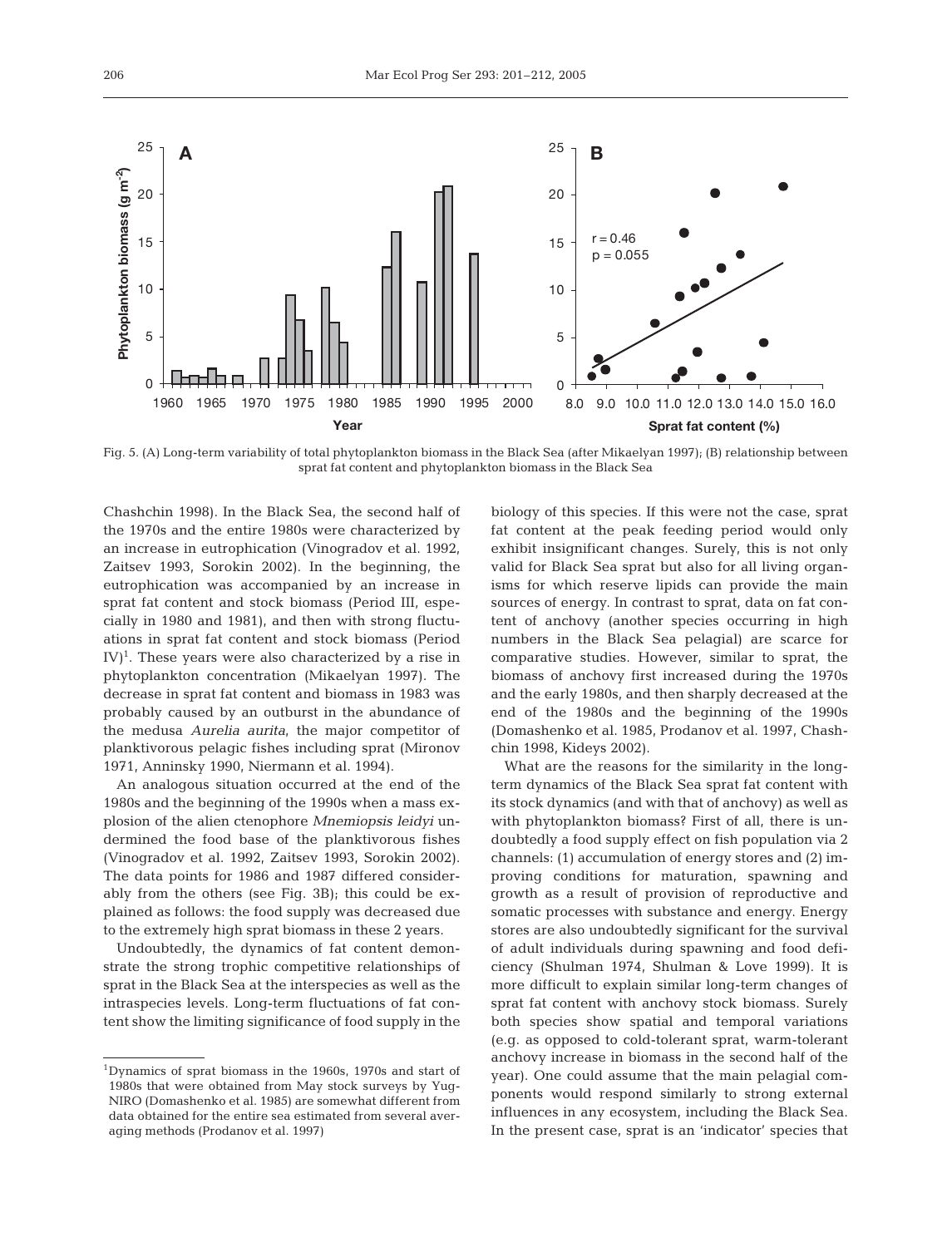Fig. 5. (A) Long-term variability of total phytoplankton biomass in the Black Sea (after Mikaelyan 1997); (B) relationship between sprat fat content and phytoplankton biomass in the Black Sea

Chashchin 1998). In the Black Sea, the second half of the 1970s and the entire 1980s were characterized by an increase in eutrophication (Vinogradov et al. 1992, Zaitsev 1993, Sorokin 2002). In the beginning, the eutrophication was accompanied by an increase in sprat fat content and stock biomass (Period III, especially in 1980 and 1981), and then with strong fluctuations in sprat fat content and stock biomass (Period IV)[1]. These years were also characterized by a rise in phytoplankton concentration (Mikaelyan 1997). The decrease in sprat fat content and biomass in 1983 was probably caused by an outburst in the abundance of the medusa *Aurelia aurita*, the major competitor of planktivorous pelagic fishes including sprat (Mironov 1971, Anninsky 1990, Niermann et al. 1994).

An analogous situation occurred at the end of the 1980s and the beginning of the 1990s when a mass explosion of the alien ctenophore *Mnemiopsis leidyi* undermined the food base of the planktivorous fishes (Vinogradov et al. 1992, Zaitsev 1993, Sorokin 2002). The data points for 1986 and 1987 differed considerably from the others (see Fig. 3B); this could be explained as follows: the food supply was decreased due to the extremely high sprat biomass in these 2 years.

Undoubtedly, the dynamics of fat content demonstrate the strong trophic competitive relationships of sprat in the Black Sea at the interspecies as well as the intraspecies levels. Long-term fluctuations of fat content show the limiting significance of food supply in the biology of this species. If this were not the case, sprat fat content at the peak feeding period would only exhibit insignificant changes. Surely, this is not only valid for Black Sea sprat but also for all living organisms for which reserve lipids can provide the main sources of energy. In contrast to sprat, data on fat content of anchovy (another species occurring in high numbers in the Black Sea pelagial) are scarce for comparative studies. However, similar to sprat, the biomass of anchovy first increased during the 1970s and the early 1980s, and then sharply decreased at the end of the 1980s and the beginning of the 1990s (Domashenko et al. 1985, Prodanov et al. 1997, Chashchin 1998, Kideys 2002).

What are the reasons for the similarity in the long-term dynamics of the Black Sea sprat fat content with its stock dynamics (and with that of anchovy) as well as with phytoplankton biomass? First of all, there is undoubtedly a food supply effect on fish population via 2 channels: (1) accumulation of energy stores and (2) improving conditions for maturation, spawning and growth as a result of provision of reproductive and somatic processes with substance and energy. Energy stores are also undoubtedly significant for the survival of adult individuals during spawning and food deficiency (Shulman 1974, Shulman & Love 1999). It is more difficult to explain similar long-term changes of sprat fat content with anchovy stock biomass. Surely both species show spatial and temporal variations (e.g. as opposed to cold-tolerant sprat, warm-tolerant anchovy increase in biomass in the second half of the year). One could assume that the main pelagial components would respond similarly to strong external influences in any ecosystem, including the Black Sea. In the present case, sprat is an 'indicator' species that

[1]Dynamics of sprat biomass in the 1960s, 1970s and start of 1980s that were obtained from May stock surveys by YugNIRO (Domashenko et al. 1985) are somewhat different from data obtained for the entire sea estimated from several averaging methods (Prodanov et al. 1997)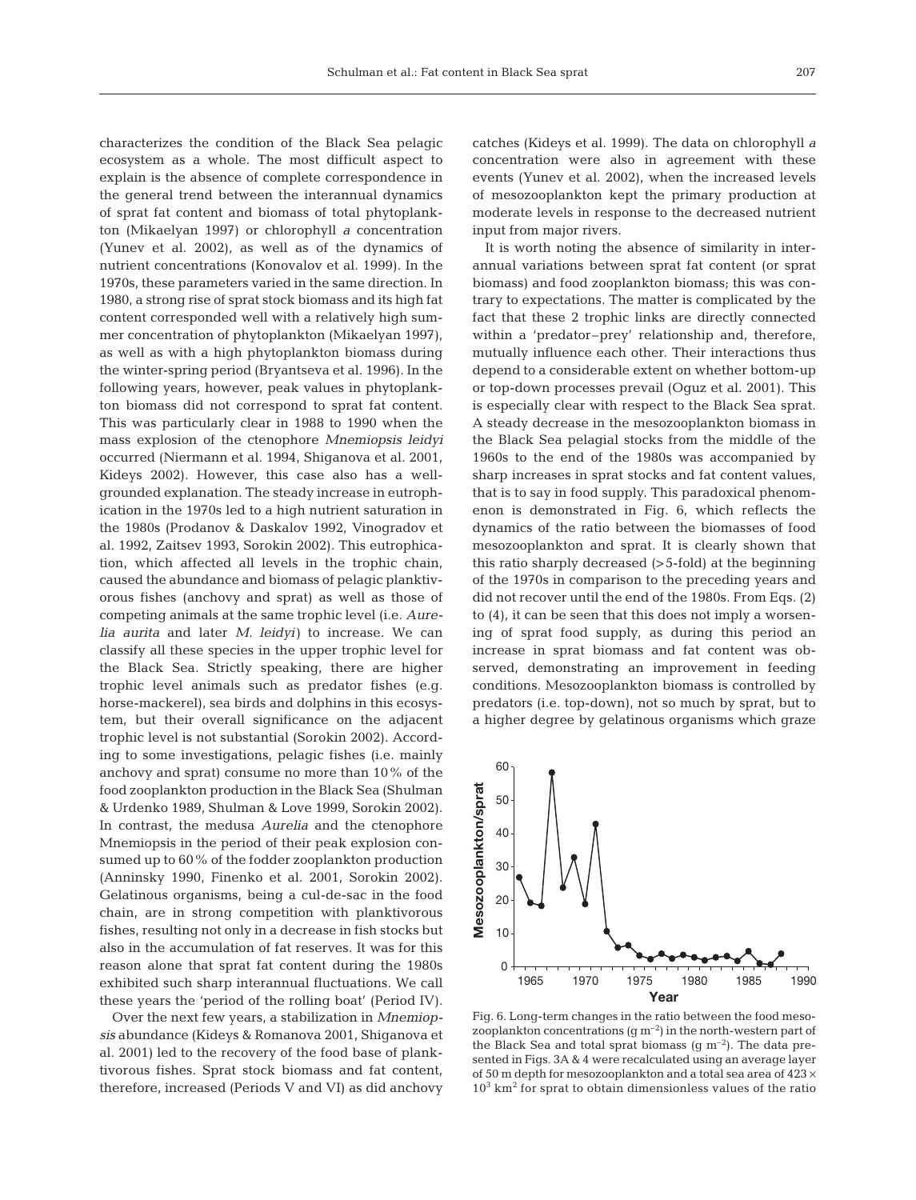characterizes the condition of the Black Sea pelagic ecosystem as a whole. The most difficult aspect to explain is the absence of complete correspondence in the general trend between the interannual dynamics of sprat fat content and biomass of total phytoplankton (Mikaelyan 1997) or chlorophyll *a* concentration (Yunev et al. 2002), as well as of the dynamics of nutrient concentrations (Konovalov et al. 1999). In the 1970s, these parameters varied in the same direction. In 1980, a strong rise of sprat stock biomass and its high fat content corresponded well with a relatively high summer concentration of phytoplankton (Mikaelyan 1997), as well as with a high phytoplankton biomass during the winter-spring period (Bryantseva et al. 1996). In the following years, however, peak values in phytoplankton biomass did not correspond to sprat fat content. This was particularly clear in 1988 to 1990 when the mass explosion of the ctenophore *Mnemiopsis leidyi* occurred (Niermann et al. 1994, Shiganova et al. 2001, Kideys 2002). However, this case also has a well-grounded explanation. The steady increase in eutrophication in the 1970s led to a high nutrient saturation in the 1980s (Prodanov & Daskalov 1992, Vinogradov et al. 1992, Zaitsev 1993, Sorokin 2002). This eutrophication, which affected all levels in the trophic chain, caused the abundance and biomass of pelagic planktivorous fishes (anchovy and sprat) as well as those of competing animals at the same trophic level (i.e. *Aurelia aurita* and later *M. leidyi*) to increase. We can classify all these species in the upper trophic level for the Black Sea. Strictly speaking, there are higher trophic level animals such as predator fishes (e.g. horse-mackerel), sea birds and dolphins in this ecosystem, but their overall significance on the adjacent trophic level is not substantial (Sorokin 2002). According to some investigations, pelagic fishes (i.e. mainly anchovy and sprat) consume no more than 10% of the food zooplankton production in the Black Sea (Shulman & Urdenko 1989, Shulman & Love 1999, Sorokin 2002). In contrast, the medusa *Aurelia* and the ctenophore Mnemiopsis in the period of their peak explosion consumed up to 60% of the fodder zooplankton production (Anninsky 1990, Finenko et al. 2001, Sorokin 2002). Gelatinous organisms, being a cul-de-sac in the food chain, are in strong competition with planktivorous fishes, resulting not only in a decrease in fish stocks but also in the accumulation of fat reserves. It was for this reason alone that sprat fat content during the 1980s exhibited such sharp interannual fluctuations. We call these years the 'period of the rolling boat' (Period IV).

Over the next few years, a stabilization in *Mnemiopsis* abundance (Kideys & Romanova 2001, Shiganova et al. 2001) led to the recovery of the food base of planktivorous fishes. Sprat stock biomass and fat content, therefore, increased (Periods V and VI) as did anchovy catches (Kideys et al. 1999). The data on chlorophyll *a* concentration were also in agreement with these events (Yunev et al. 2002), when the increased levels of mesozooplankton kept the primary production at moderate levels in response to the decreased nutrient input from major rivers.

It is worth noting the absence of similarity in interannual variations between sprat fat content (or sprat biomass) and food zooplankton biomass; this was contrary to expectations. The matter is complicated by the fact that these 2 trophic links are directly connected within a 'predator–prey' relationship and, therefore, mutually influence each other. Their interactions thus depend to a considerable extent on whether bottom-up or top-down processes prevail (Oguz et al. 2001). This is especially clear with respect to the Black Sea sprat. A steady decrease in the mesozooplankton biomass in the Black Sea pelagial stocks from the middle of the 1960s to the end of the 1980s was accompanied by sharp increases in sprat stocks and fat content values, that is to say in food supply. This paradoxical phenomenon is demonstrated in Fig. 6, which reflects the dynamics of the ratio between the biomasses of food mesozooplankton and sprat. It is clearly shown that this ratio sharply decreased (>5-fold) at the beginning of the 1970s in comparison to the preceding years and did not recover until the end of the 1980s. From Eqs. (2) to (4), it can be seen that this does not imply a worsening of sprat food supply, as during this period an increase in sprat biomass and fat content was observed, demonstrating an improvement in feeding conditions. Mesozooplankton biomass is controlled by predators (i.e. top-down), not so much by sprat, but to a higher degree by gelatinous organisms which graze

Fig. 6. Long-term changes in the ratio between the food mesozooplankton concentrations (g $m^{-2}$) in the north-western part of the Black Sea and total sprat biomass (g $m^{-2}$). The data presented in Figs. 3A & 4 were recalculated using an average layer of 50 m depth for mesozooplankton and a total sea area of $423 \times 10^3$ $km^2$ for sprat to obtain dimensionless values of the ratio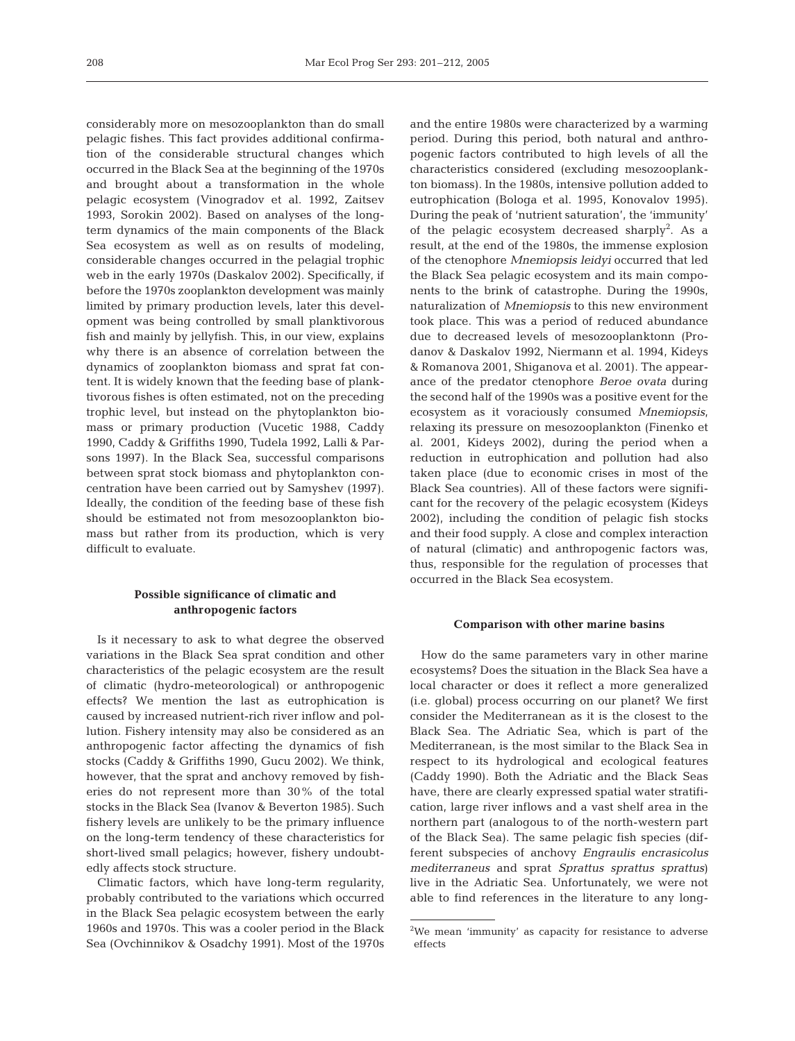considerably more on mesozooplankton than do small pelagic fishes. This fact provides additional confirmation of the considerable structural changes which occurred in the Black Sea at the beginning of the 1970s and brought about a transformation in the whole pelagic ecosystem (Vinogradov et al. 1992, Zaitsev 1993, Sorokin 2002). Based on analyses of the long-term dynamics of the main components of the Black Sea ecosystem as well as on results of modeling, considerable changes occurred in the pelagial trophic web in the early 1970s (Daskalov 2002). Specifically, if before the 1970s zooplankton development was mainly limited by primary production levels, later this development was being controlled by small planktivorous fish and mainly by jellyfish. This, in our view, explains why there is an absence of correlation between the dynamics of zooplankton biomass and sprat fat content. It is widely known that the feeding base of planktivorous fishes is often estimated, not on the preceding trophic level, but instead on the phytoplankton biomass or primary production (Vucetic 1988, Caddy 1990, Caddy & Griffiths 1990, Tudela 1992, Lalli & Parsons 1997). In the Black Sea, successful comparisons between sprat stock biomass and phytoplankton concentration have been carried out by Samyshev (1997). Ideally, the condition of the feeding base of these fish should be estimated not from mesozooplankton biomass but rather from its production, which is very difficult to evaluate.

## Possible significance of climatic and anthropogenic factors

Is it necessary to ask to what degree the observed variations in the Black Sea sprat condition and other characteristics of the pelagic ecosystem are the result of climatic (hydro-meteorological) or anthropogenic effects? We mention the last as eutrophication is caused by increased nutrient-rich river inflow and pollution. Fishery intensity may also be considered as an anthropogenic factor affecting the dynamics of fish stocks (Caddy & Griffiths 1990, Gucu 2002). We think, however, that the sprat and anchovy removed by fisheries do not represent more than 30% of the total stocks in the Black Sea (Ivanov & Beverton 1985). Such fishery levels are unlikely to be the primary influence on the long-term tendency of these characteristics for short-lived small pelagics; however, fishery undoubtedly affects stock structure.

Climatic factors, which have long-term regularity, probably contributed to the variations which occurred in the Black Sea pelagic ecosystem between the early 1960s and 1970s. This was a cooler period in the Black Sea (Ovchinnikov & Osadchy 1991). Most of the 1970s and the entire 1980s were characterized by a warming period. During this period, both natural and anthropogenic factors contributed to high levels of all the characteristics considered (excluding mesozooplankton biomass). In the 1980s, intensive pollution added to eutrophication (Bologa et al. 1995, Konovalov 1995). During the peak of 'nutrient saturation', the 'immunity' of the pelagic ecosystem decreased sharply[2]. As a result, at the end of the 1980s, the immense explosion of the ctenophore *Mnemiopsis leidyi* occurred that led the Black Sea pelagic ecosystem and its main components to the brink of catastrophe. During the 1990s, naturalization of *Mnemiopsis* to this new environment took place. This was a period of reduced abundance due to decreased levels of mesozooplanktonn (Prodanov & Daskalov 1992, Niermann et al. 1994, Kideys & Romanova 2001, Shiganova et al. 2001). The appearance of the predator ctenophore *Beroe ovata* during the second half of the 1990s was a positive event for the ecosystem as it voraciously consumed *Mnemiopsis*, relaxing its pressure on mesozooplankton (Finenko et al. 2001, Kideys 2002), during the period when a reduction in eutrophication and pollution had also taken place (due to economic crises in most of the Black Sea countries). All of these factors were significant for the recovery of the pelagic ecosystem (Kideys 2002), including the condition of pelagic fish stocks and their food supply. A close and complex interaction of natural (climatic) and anthropogenic factors was, thus, responsible for the regulation of processes that occurred in the Black Sea ecosystem.

## Comparison with other marine basins

How do the same parameters vary in other marine ecosystems? Does the situation in the Black Sea have a local character or does it reflect a more generalized (i.e. global) process occurring on our planet? We first consider the Mediterranean as it is the closest to the Black Sea. The Adriatic Sea, which is part of the Mediterranean, is the most similar to the Black Sea in respect to its hydrological and ecological features (Caddy 1990). Both the Adriatic and the Black Seas have, there are clearly expressed spatial water stratification, large river inflows and a vast shelf area in the northern part (analogous to of the north-western part of the Black Sea). The same pelagic fish species (different subspecies of anchovy *Engraulis encrasicolus mediterraneus* and sprat *Sprattus sprattus sprattus*) live in the Adriatic Sea. Unfortunately, we were not able to find references in the literature to any long-

[2]We mean 'immunity' as capacity for resistance to adverse effects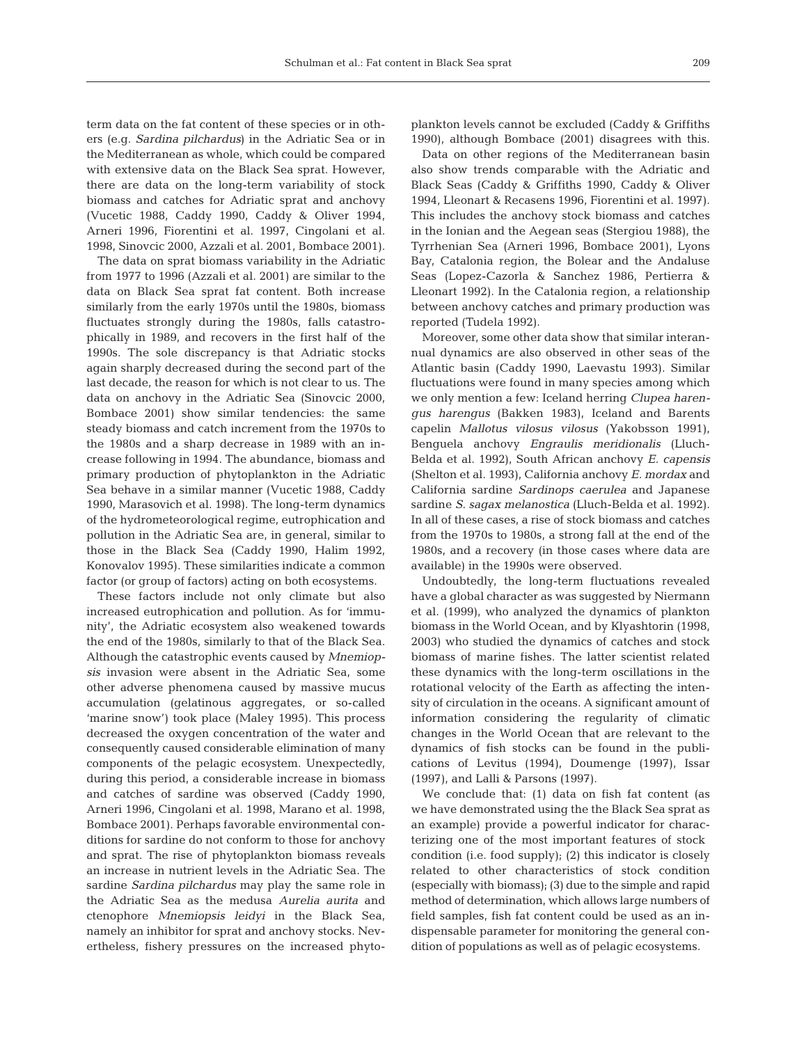term data on the fat content of these species or in others (e.g. *Sardina pilchardus*) in the Adriatic Sea or in the Mediterranean as whole, which could be compared with extensive data on the Black Sea sprat. However, there are data on the long-term variability of stock biomass and catches for Adriatic sprat and anchovy (Vucetic 1988, Caddy 1990, Caddy & Oliver 1994, Arneri 1996, Fiorentini et al. 1997, Cingolani et al. 1998, Sinovcic 2000, Azzali et al. 2001, Bombace 2001).

The data on sprat biomass variability in the Adriatic from 1977 to 1996 (Azzali et al. 2001) are similar to the data on Black Sea sprat fat content. Both increase similarly from the early 1970s until the 1980s, biomass fluctuates strongly during the 1980s, falls catastrophically in 1989, and recovers in the first half of the 1990s. The sole discrepancy is that Adriatic stocks again sharply decreased during the second part of the last decade, the reason for which is not clear to us. The data on anchovy in the Adriatic Sea (Sinovcic 2000, Bombace 2001) show similar tendencies: the same steady biomass and catch increment from the 1970s to the 1980s and a sharp decrease in 1989 with an increase following in 1994. The abundance, biomass and primary production of phytoplankton in the Adriatic Sea behave in a similar manner (Vucetic 1988, Caddy 1990, Marasovich et al. 1998). The long-term dynamics of the hydrometeorological regime, eutrophication and pollution in the Adriatic Sea are, in general, similar to those in the Black Sea (Caddy 1990, Halim 1992, Konovalov 1995). These similarities indicate a common factor (or group of factors) acting on both ecosystems.

These factors include not only climate but also increased eutrophication and pollution. As for 'immunity', the Adriatic ecosystem also weakened towards the end of the 1980s, similarly to that of the Black Sea. Although the catastrophic events caused by *Mnemiopsis* invasion were absent in the Adriatic Sea, some other adverse phenomena caused by massive mucus accumulation (gelatinous aggregates, or so-called 'marine snow') took place (Maley 1995). This process decreased the oxygen concentration of the water and consequently caused considerable elimination of many components of the pelagic ecosystem. Unexpectedly, during this period, a considerable increase in biomass and catches of sardine was observed (Caddy 1990, Arneri 1996, Cingolani et al. 1998, Marano et al. 1998, Bombace 2001). Perhaps favorable environmental conditions for sardine do not conform to those for anchovy and sprat. The rise of phytoplankton biomass reveals an increase in nutrient levels in the Adriatic Sea. The sardine *Sardina pilchardus* may play the same role in the Adriatic Sea as the medusa *Aurelia aurita* and ctenophore *Mnemiopsis leidyi* in the Black Sea, namely an inhibitor for sprat and anchovy stocks. Nevertheless, fishery pressures on the increased phytoplankton levels cannot be excluded (Caddy & Griffiths 1990), although Bombace (2001) disagrees with this.

Data on other regions of the Mediterranean basin also show trends comparable with the Adriatic and Black Seas (Caddy & Griffiths 1990, Caddy & Oliver 1994, Lleonart & Recasens 1996, Fiorentini et al. 1997). This includes the anchovy stock biomass and catches in the Ionian and the Aegean seas (Stergiou 1988), the Tyrrhenian Sea (Arneri 1996, Bombace 2001), Lyons Bay, Catalonia region, the Bolear and the Andaluse Seas (Lopez-Cazorla & Sanchez 1986, Pertierra & Lleonart 1992). In the Catalonia region, a relationship between anchovy catches and primary production was reported (Tudela 1992).

Moreover, some other data show that similar interannual dynamics are also observed in other seas of the Atlantic basin (Caddy 1990, Laevastu 1993). Similar fluctuations were found in many species among which we only mention a few: Iceland herring *Clupea harengus harengus* (Bakken 1983), Iceland and Barents capelin *Mallotus vilosus vilosus* (Yakobsson 1991), Benguela anchovy *Engraulis meridionalis* (Lluch-Belda et al. 1992), South African anchovy *E. capensis* (Shelton et al. 1993), California anchovy *E. mordax* and California sardine *Sardinops caerulea* and Japanese sardine *S. sagax melanostica* (Lluch-Belda et al. 1992). In all of these cases, a rise of stock biomass and catches from the 1970s to 1980s, a strong fall at the end of the 1980s, and a recovery (in those cases where data are available) in the 1990s were observed.

Undoubtedly, the long-term fluctuations revealed have a global character as was suggested by Niermann et al. (1999), who analyzed the dynamics of plankton biomass in the World Ocean, and by Klyashtorin (1998, 2003) who studied the dynamics of catches and stock biomass of marine fishes. The latter scientist related these dynamics with the long-term oscillations in the rotational velocity of the Earth as affecting the intensity of circulation in the oceans. A significant amount of information considering the regularity of climatic changes in the World Ocean that are relevant to the dynamics of fish stocks can be found in the publications of Levitus (1994), Doumenge (1997), Issar (1997), and Lalli & Parsons (1997).

We conclude that: (1) data on fish fat content (as we have demonstrated using the the Black Sea sprat as an example) provide a powerful indicator for characterizing one of the most important features of stock condition (i.e. food supply); (2) this indicator is closely related to other characteristics of stock condition (especially with biomass); (3) due to the simple and rapid method of determination, which allows large numbers of field samples, fish fat content could be used as an indispensable parameter for monitoring the general condition of populations as well as of pelagic ecosystems.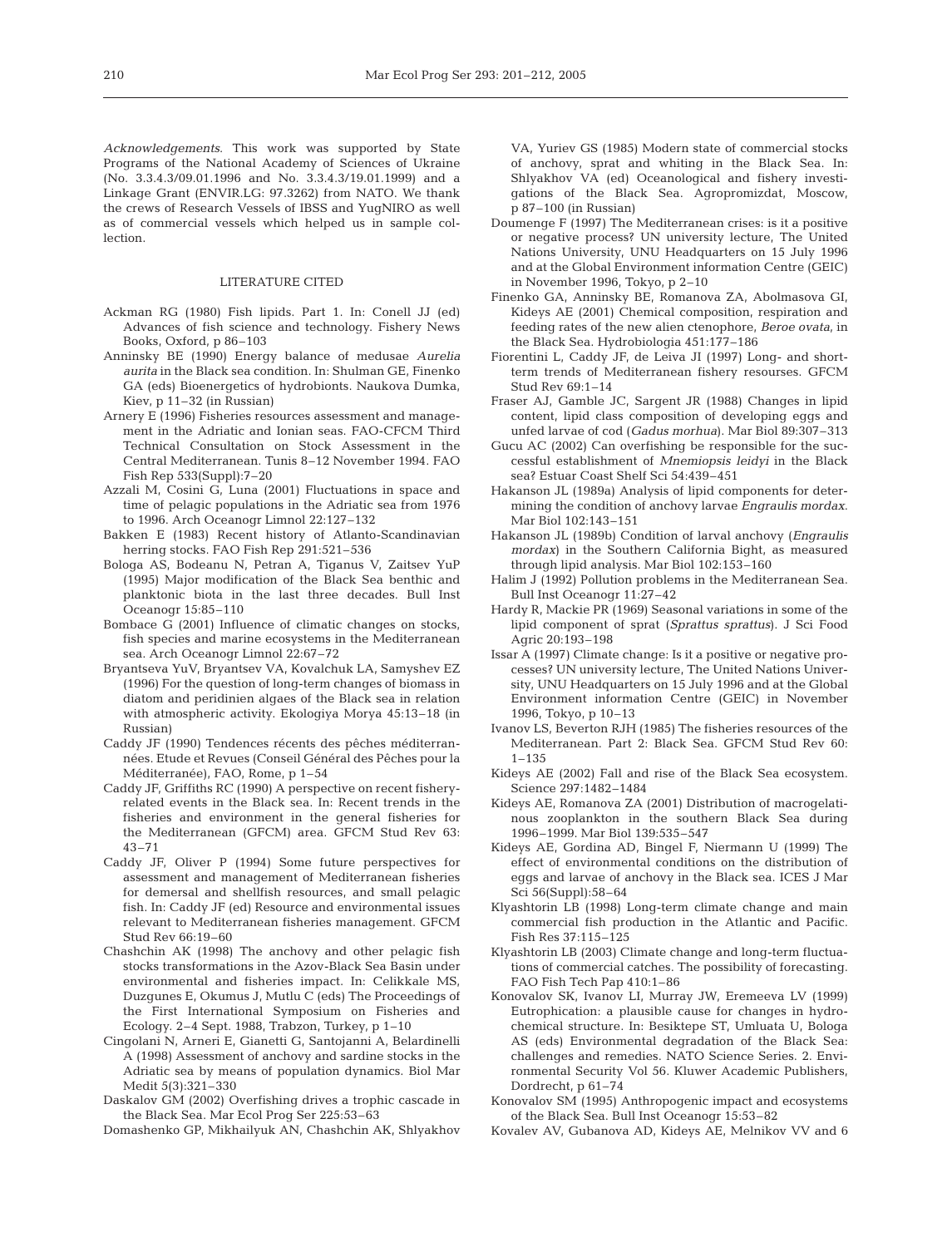*Acknowledgements*. This work was supported by State Programs of the National Academy of Sciences of Ukraine (No. 3.3.4.3/09.01.1996 and No. 3.3.4.3/19.01.1999) and a Linkage Grant (ENVIR.LG: 97.3262) from NATO. We thank the crews of Research Vessels of IBSS and YugNIRO as well as of commercial vessels which helped us in sample collection.

## LITERATURE CITED

- Ackman RG (1980) Fish lipids. Part 1. In: Conell JJ (ed) Advances of fish science and technology. Fishery News Books, Oxford, p 86–103
- Anninsky BE (1990) Energy balance of medusae *Aurelia aurita* in the Black sea condition. In: Shulman GE, Finenko GA (eds) Bioenergetics of hydrobionts. Naukova Dumka, Kiev, p 11–32 (in Russian)
- Arnery E (1996) Fisheries resources assessment and management in the Adriatic and Ionian seas. FAO-CFCM Third Technical Consultation on Stock Assessment in the Central Mediterranean. Tunis 8–12 November 1994. FAO Fish Rep 533(Suppl):7–20
- Azzali M, Cosini G, Luna (2001) Fluctuations in space and time of pelagic populations in the Adriatic sea from 1976 to 1996. Arch Oceanogr Limnol 22:127–132
- Bakken E (1983) Recent history of Atlanto-Scandinavian herring stocks. FAO Fish Rep 291:521–536
- Bologa AS, Bodeanu N, Petran A, Tiganus V, Zaitsev YuP (1995) Major modification of the Black Sea benthic and planktonic biota in the last three decades. Bull Inst Oceanogr 15:85–110
- Bombace G (2001) Influence of climatic changes on stocks, fish species and marine ecosystems in the Mediterranean sea. Arch Oceanogr Limnol 22:67–72
- Bryantseva YuV, Bryantsev VA, Kovalchuk LA, Samyshev EZ (1996) For the question of long-term changes of biomass in diatom and peridinien algaes of the Black sea in relation with atmospheric activity. Ekologiya Morya 45:13–18 (in Russian)
- Caddy JF (1990) Tendences récents des pêches méditerrannées. Etude et Revues (Conseil Général des Pêches pour la Méditerranée), FAO, Rome, p 1–54
- Caddy JF, Griffiths RC (1990) A perspective on recent fishery-related events in the Black sea. In: Recent trends in the fisheries and environment in the general fisheries for the Mediterranean (GFCM) area. GFCM Stud Rev 63: 43–71
- Caddy JF, Oliver P (1994) Some future perspectives for assessment and management of Mediterranean fisheries for demersal and shellfish resources, and small pelagic fish. In: Caddy JF (ed) Resource and environmental issues relevant to Mediterranean fisheries management. GFCM Stud Rev 66:19–60
- Chashchin AK (1998) The anchovy and other pelagic fish stocks transformations in the Azov-Black Sea Basin under environmental and fisheries impact. In: Celikkale MS, Duzgunes E, Okumus J, Mutlu C (eds) The Proceedings of the First International Symposium on Fisheries and Ecology. 2–4 Sept. 1988, Trabzon, Turkey, p 1–10
- Cingolani N, Arneri E, Gianetti G, Santojanni A, Belardinelli A (1998) Assessment of anchovy and sardine stocks in the Adriatic sea by means of population dynamics. Biol Mar Medit 5(3):321–330
- Daskalov GM (2002) Overfishing drives a trophic cascade in the Black Sea. Mar Ecol Prog Ser 225:53–63
- Domashenko GP, Mikhailyuk AN, Chashchin AK, Shlyakhov VA, Yuriev GS (1985) Modern state of commercial stocks of anchovy, sprat and whiting in the Black Sea. In: Shlyakhov VA (ed) Oceanological and fishery investigations of the Black Sea. Agropromizdat, Moscow, p 87–100 (in Russian)
- Doumenge F (1997) The Mediterranean crises: is it a positive or negative process? UN university lecture, The United Nations University, UNU Headquarters on 15 July 1996 and at the Global Environment information Centre (GEIC) in November 1996, Tokyo, p 2–10
- Finenko GA, Anninsky BE, Romanova ZA, Abolmasova GI, Kideys AE (2001) Chemical composition, respiration and feeding rates of the new alien ctenophore, *Beroe ovata*, in the Black Sea. Hydrobiologia 451:177–186
- Fiorentini L, Caddy JF, de Leiva JI (1997) Long- and short-term trends of Mediterranean fishery resourses. GFCM Stud Rev 69:1–14
- Fraser AJ, Gamble JC, Sargent JR (1988) Changes in lipid content, lipid class composition of developing eggs and unfed larvae of cod (*Gadus morhua*). Mar Biol 89:307–313
- Gucu AC (2002) Can overfishing be responsible for the successful establishment of *Mnemiopsis leidyi* in the Black sea? Estuar Coast Shelf Sci 54:439–451
- Hakanson JL (1989a) Analysis of lipid components for determining the condition of anchovy larvae *Engraulis mordax*. Mar Biol 102:143–151
- Hakanson JL (1989b) Condition of larval anchovy (*Engraulis mordax*) in the Southern California Bight, as measured through lipid analysis. Mar Biol 102:153–160
- Halim J (1992) Pollution problems in the Mediterranean Sea. Bull Inst Oceanogr 11:27–42
- Hardy R, Mackie PR (1969) Seasonal variations in some of the lipid component of sprat (*Sprattus sprattus*). J Sci Food Agric 20:193–198
- Issar A (1997) Climate change: Is it a positive or negative processes? UN university lecture, The United Nations University, UNU Headquarters on 15 July 1996 and at the Global Environment information Centre (GEIC) in November 1996, Tokyo, p 10–13
- Ivanov LS, Beverton RJH (1985) The fisheries resources of the Mediterranean. Part 2: Black Sea. GFCM Stud Rev 60: 1–135
- Kideys AE (2002) Fall and rise of the Black Sea ecosystem. Science 297:1482–1484
- Kideys AE, Romanova ZA (2001) Distribution of macrogelatinous zooplankton in the southern Black Sea during 1996–1999. Mar Biol 139:535–547
- Kideys AE, Gordina AD, Bingel F, Niermann U (1999) The effect of environmental conditions on the distribution of eggs and larvae of anchovy in the Black sea. ICES J Mar Sci 56(Suppl):58–64
- Klyashtorin LB (1998) Long-term climate change and main commercial fish production in the Atlantic and Pacific. Fish Res 37:115–125
- Klyashtorin LB (2003) Climate change and long-term fluctuations of commercial catches. The possibility of forecasting. FAO Fish Tech Pap 410:1–86
- Konovalov SK, Ivanov LI, Murray JW, Eremeeva LV (1999) Eutrophication: a plausible cause for changes in hydrochemical structure. In: Besiktepe ST, Umluata U, Bologa AS (eds) Environmental degradation of the Black Sea: challenges and remedies. NATO Science Series. 2. Environmental Security Vol 56. Kluwer Academic Publishers, Dordrecht, p 61–74
- Konovalov SM (1995) Anthropogenic impact and ecosystems of the Black Sea. Bull Inst Oceanogr 15:53–82
- Kovalev AV, Gubanova AD, Kideys AE, Melnikov VV and 6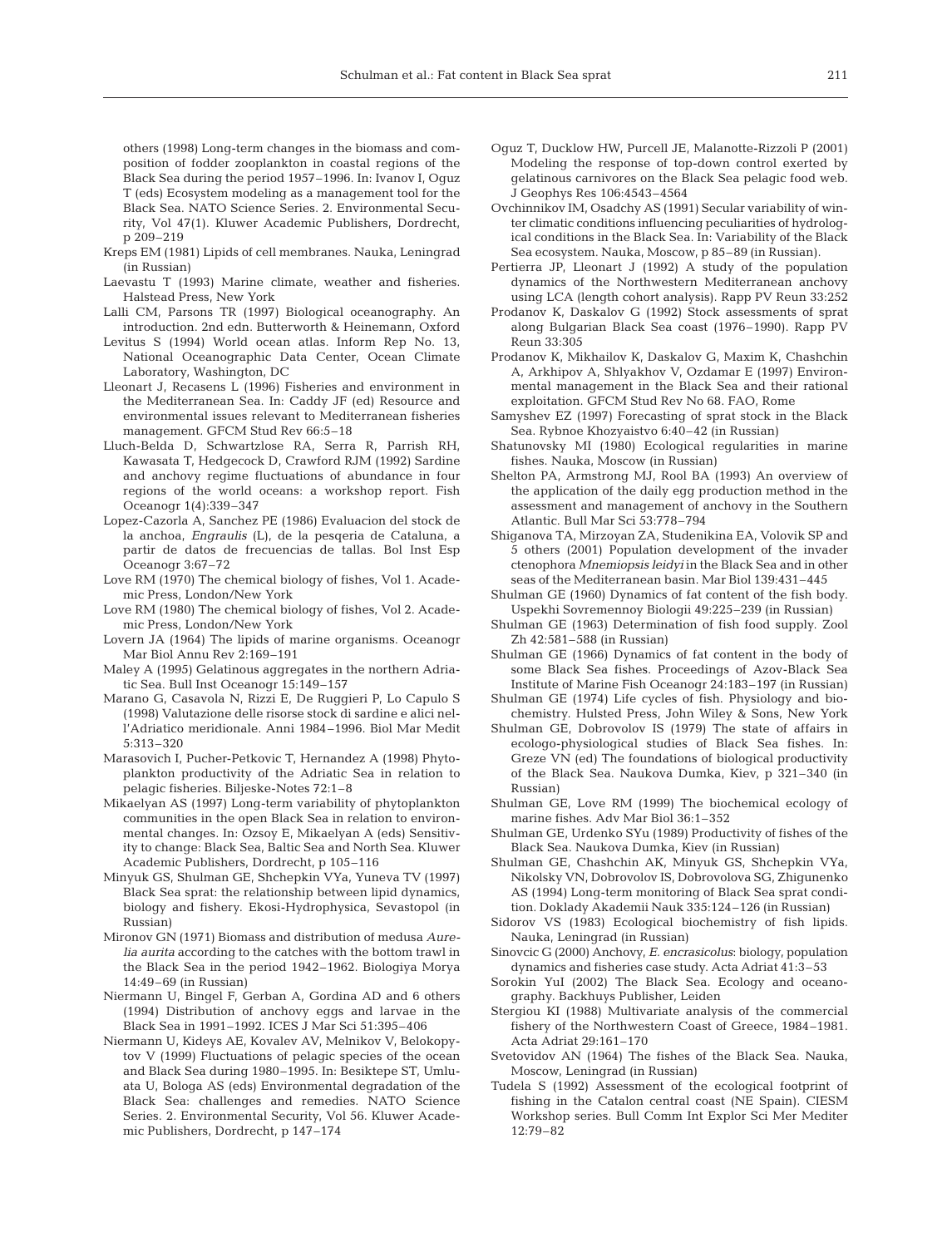others (1998) Long-term changes in the biomass and composition of fodder zooplankton in coastal regions of the Black Sea during the period 1957–1996. In: Ivanov I, Oguz T (eds) Ecosystem modeling as a management tool for the Black Sea. NATO Science Series. 2. Environmental Security, Vol 47(1). Kluwer Academic Publishers, Dordrecht, p 209–219

Kreps EM (1981) Lipids of cell membranes. Nauka, Leningrad (in Russian)

Laevastu T (1993) Marine climate, weather and fisheries. Halstead Press, New York

Lalli CM, Parsons TR (1997) Biological oceanography. An introduction. 2nd edn. Butterworth & Heinemann, Oxford

Levitus S (1994) World ocean atlas. Inform Rep No. 13, National Oceanographic Data Center, Ocean Climate Laboratory, Washington, DC

Lleonart J, Recasens L (1996) Fisheries and environment in the Mediterranean Sea. In: Caddy JF (ed) Resource and environmental issues relevant to Mediterranean fisheries management. GFCM Stud Rev 66:5–18

Lluch-Belda D, Schwartzlose RA, Serra R, Parrish RH, Kawasata T, Hedgecock D, Crawford RJM (1992) Sardine and anchovy regime fluctuations of abundance in four regions of the world oceans: a workshop report. Fish Oceanogr 1(4):339–347

Lopez-Cazorla A, Sanchez PE (1986) Evaluacion del stock de la anchoa, *Engraulis* (L), de la pesqeria de Cataluna, a partir de datos de frecuencias de tallas. Bol Inst Esp Oceanogr 3:67–72

Love RM (1970) The chemical biology of fishes, Vol 1. Academic Press, London/New York

Love RM (1980) The chemical biology of fishes, Vol 2. Academic Press, London/New York

Lovern JA (1964) The lipids of marine organisms. Oceanogr Mar Biol Annu Rev 2:169–191

Maley A (1995) Gelatinous aggregates in the northern Adriatic Sea. Bull Inst Oceanogr 15:149–157

Marano G, Casavola N, Rizzi E, De Ruggieri P, Lo Capulo S (1998) Valutazione delle risorse stock di sardine e alici nell'Adriatico meridionale. Anni 1984–1996. Biol Mar Medit 5:313–320

Marasovich I, Pucher-Petkovic T, Hernandez A (1998) Phytoplankton productivity of the Adriatic Sea in relation to pelagic fisheries. Biljeske-Notes 72:1–8

Mikaelyan AS (1997) Long-term variability of phytoplankton communities in the open Black Sea in relation to environmental changes. In: Ozsoy E, Mikaelyan A (eds) Sensitivity to change: Black Sea, Baltic Sea and North Sea. Kluwer Academic Publishers, Dordrecht, p 105–116

Minyuk GS, Shulman GE, Shchepkin VYa, Yuneva TV (1997) Black Sea sprat: the relationship between lipid dynamics, biology and fishery. Ekosi-Hydrophysica, Sevastopol (in Russian)

Mironov GN (1971) Biomass and distribution of medusa *Aurelia aurita* according to the catches with the bottom trawl in the Black Sea in the period 1942–1962. Biologiya Morya 14:49–69 (in Russian)

Niermann U, Bingel F, Gerban A, Gordina AD and 6 others (1994) Distribution of anchovy eggs and larvae in the Black Sea in 1991–1992. ICES J Mar Sci 51:395–406

Niermann U, Kideys AE, Kovalev AV, Melnikov V, Belokopytov V (1999) Fluctuations of pelagic species of the ocean and Black Sea during 1980–1995. In: Besiktepe ST, Umluata U, Bologa AS (eds) Environmental degradation of the Black Sea: challenges and remedies. NATO Science Series. 2. Environmental Security, Vol 56. Kluwer Academic Publishers, Dordrecht, p 147–174

Oguz T, Ducklow HW, Purcell JE, Malanotte-Rizzoli P (2001) Modeling the response of top-down control exerted by gelatinous carnivores on the Black Sea pelagic food web. J Geophys Res 106:4543–4564

Ovchinnikov IM, Osadchy AS (1991) Secular variability of winter climatic conditions influencing peculiarities of hydrological conditions in the Black Sea. In: Variability of the Black Sea ecosystem. Nauka, Moscow, p 85–89 (in Russian).

Pertierra JP, Lleonart J (1992) A study of the population dynamics of the Northwestern Mediterranean anchovy using LCA (length cohort analysis). Rapp PV Reun 33:252

Prodanov K, Daskalov G (1992) Stock assessments of sprat along Bulgarian Black Sea coast (1976–1990). Rapp PV Reun 33:305

Prodanov K, Mikhailov K, Daskalov G, Maxim K, Chashchin A, Arkhipov A, Shlyakhov V, Ozdamar E (1997) Environmental management in the Black Sea and their rational exploitation. GFCM Stud Rev No 68. FAO, Rome

Samyshev EZ (1997) Forecasting of sprat stock in the Black Sea. Rybnoe Khozyaistvo 6:40–42 (in Russian)

Shatunovsky MI (1980) Ecological regularities in marine fishes. Nauka, Moscow (in Russian)

Shelton PA, Armstrong MJ, Rool BA (1993) An overview of the application of the daily egg production method in the assessment and management of anchovy in the Southern Atlantic. Bull Mar Sci 53:778–794

Shiganova TA, Mirzoyan ZA, Studenikina EA, Volovik SP and 5 others (2001) Population development of the invader ctenophora *Mnemiopsis leidyi* in the Black Sea and in other seas of the Mediterranean basin. Mar Biol 139:431–445

Shulman GE (1960) Dynamics of fat content of the fish body. Uspekhi Sovremennoy Biologii 49:225–239 (in Russian)

Shulman GE (1963) Determination of fish food supply. Zool Zh 42:581–588 (in Russian)

Shulman GE (1966) Dynamics of fat content in the body of some Black Sea fishes. Proceedings of Azov-Black Sea Institute of Marine Fish Oceanogr 24:183–197 (in Russian)

Shulman GE (1974) Life cycles of fish. Physiology and biochemistry. Hulsted Press, John Wiley & Sons, New York

Shulman GE, Dobrovolov IS (1979) The state of affairs in ecologo-physiological studies of Black Sea fishes. In: Greze VN (ed) The foundations of biological productivity of the Black Sea. Naukova Dumka, Kiev, p 321–340 (in Russian)

Shulman GE, Love RM (1999) The biochemical ecology of marine fishes. Adv Mar Biol 36:1–352

Shulman GE, Urdenko SYu (1989) Productivity of fishes of the Black Sea. Naukova Dumka, Kiev (in Russian)

Shulman GE, Chashchin AK, Minyuk GS, Shchepkin VYa, Nikolsky VN, Dobrovolov IS, Dobrovolova SG, Zhigunenko AS (1994) Long-term monitoring of Black Sea sprat condition. Doklady Akademii Nauk 335:124–126 (in Russian)

Sidorov VS (1983) Ecological biochemistry of fish lipids. Nauka, Leningrad (in Russian)

Sinovcic G (2000) Anchovy, *E. encrasicolus*: biology, population dynamics and fisheries case study. Acta Adriat 41:3–53

Sorokin YuI (2002) The Black Sea. Ecology and oceanography. Backhuys Publisher, Leiden

Stergiou KI (1988) Multivariate analysis of the commercial fishery of the Northwestern Coast of Greece, 1984–1981. Acta Adriat 29:161–170

Svetovidov AN (1964) The fishes of the Black Sea. Nauka, Moscow, Leningrad (in Russian)

Tudela S (1992) Assessment of the ecological footprint of fishing in the Catalon central coast (NE Spain). CIESM Workshop series. Bull Comm Int Explor Sci Mer Mediter 12:79–82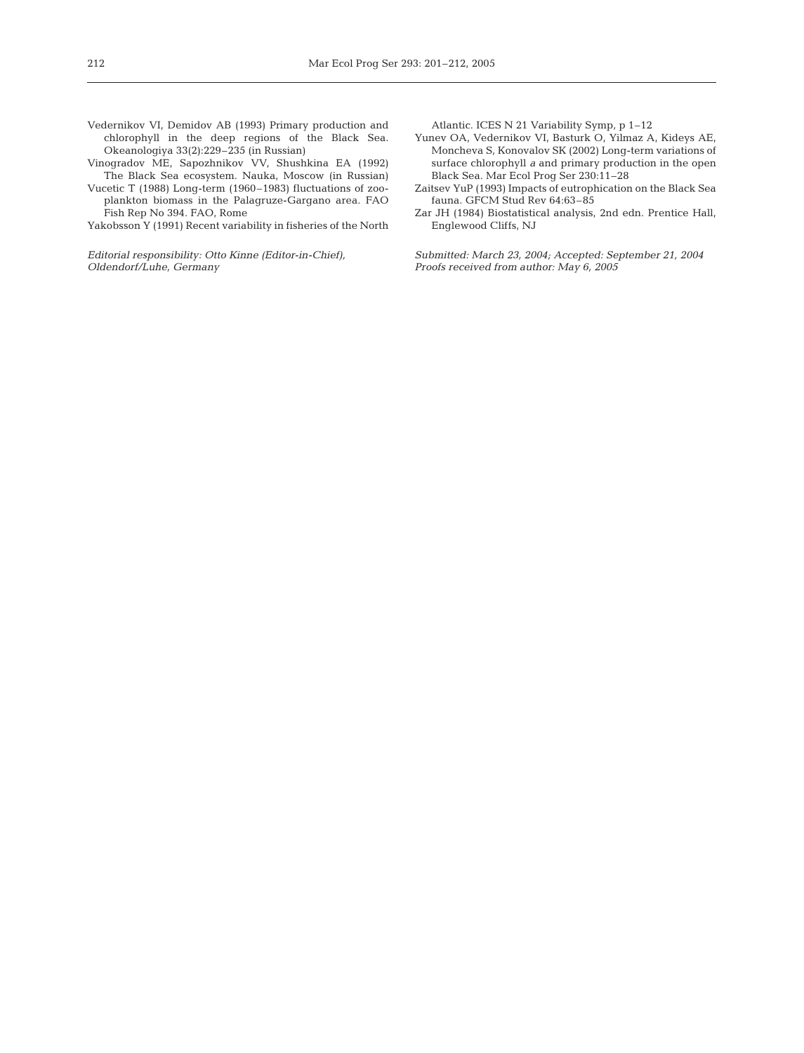Vedernikov VI, Demidov AB (1993) Primary production and chlorophyll in the deep regions of the Black Sea. Okeanologiya 33(2):229–235 (in Russian)

Vinogradov ME, Sapozhnikov VV, Shushkina EA (1992) The Black Sea ecosystem. Nauka, Moscow (in Russian)

Vucetic T (1988) Long-term (1960–1983) fluctuations of zooplankton biomass in the Palagruze-Gargano area. FAO Fish Rep No 394. FAO, Rome

Yakobsson Y (1991) Recent variability in fisheries of the North Atlantic. ICES N 21 Variability Symp, p 1–12

Yunev OA, Vedernikov VI, Basturk O, Yilmaz A, Kideys AE, Moncheva S, Konovalov SK (2002) Long-term variations of surface chlorophyll *a* and primary production in the open Black Sea. Mar Ecol Prog Ser 230:11–28

Zaitsev YuP (1993) Impacts of eutrophication on the Black Sea fauna. GFCM Stud Rev 64:63–85

Zar JH (1984) Biostatistical analysis, 2nd edn. Prentice Hall, Englewood Cliffs, NJ

*Editorial responsibility: Otto Kinne (Editor-in-Chief), Oldendorf/Luhe, Germany*

*Submitted: March 23, 2004; Accepted: September 21, 2004*
*Proofs received from author: May 6, 2005*